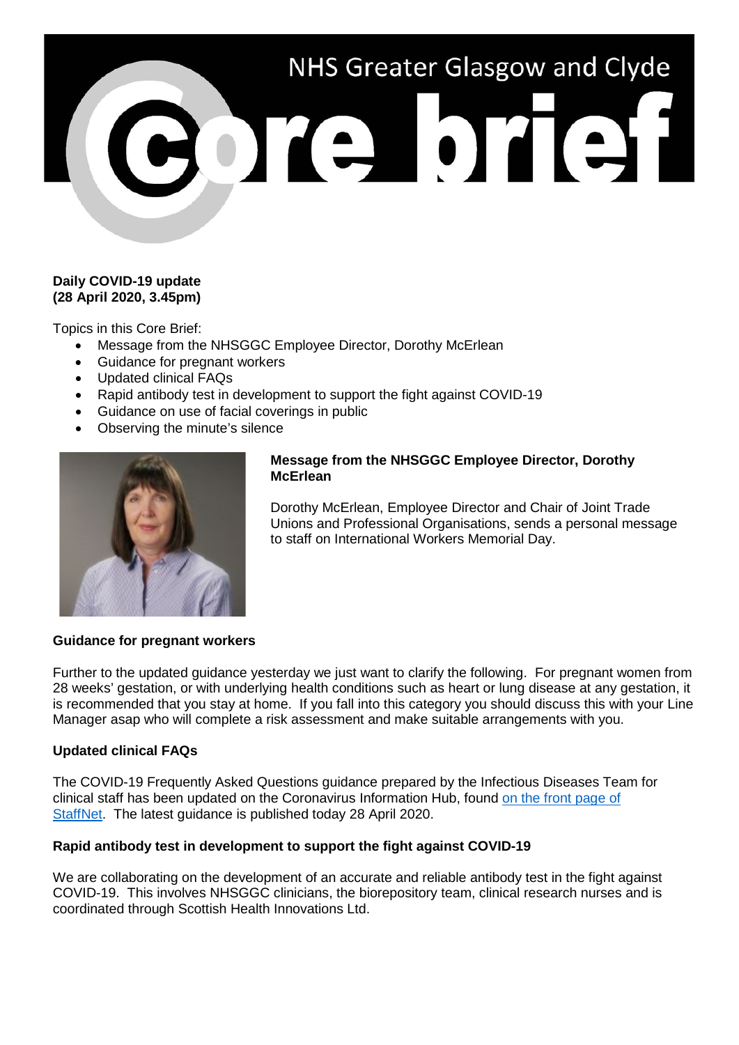# NHS Greater Glasgow and Clyde Core brief

**Daily COVID-19 update**
**(28 April 2020, 3.45pm)**

Topics in this Core Brief:

- Message from the NHSGGC Employee Director, Dorothy McErlean
- Guidance for pregnant workers
- Updated clinical FAQs
- Rapid antibody test in development to support the fight against COVID-19
- Guidance on use of facial coverings in public
- Observing the minute's silence

## Message from the NHSGGC Employee Director, Dorothy McErlean

Dorothy McErlean, Employee Director and Chair of Joint Trade Unions and Professional Organisations, sends a personal message to staff on International Workers Memorial Day.

## Guidance for pregnant workers

Further to the updated guidance yesterday we just want to clarify the following. For pregnant women from 28 weeks' gestation, or with underlying health conditions such as heart or lung disease at any gestation, it is recommended that you stay at home. If you fall into this category you should discuss this with your Line Manager asap who will complete a risk assessment and make suitable arrangements with you.

## Updated clinical FAQs

The COVID-19 Frequently Asked Questions guidance prepared by the Infectious Diseases Team for clinical staff has been updated on the Coronavirus Information Hub, found on the front page of StaffNet. The latest guidance is published today 28 April 2020.

## Rapid antibody test in development to support the fight against COVID-19

We are collaborating on the development of an accurate and reliable antibody test in the fight against COVID-19. This involves NHSGGC clinicians, the biorepository team, clinical research nurses and is coordinated through Scottish Health Innovations Ltd.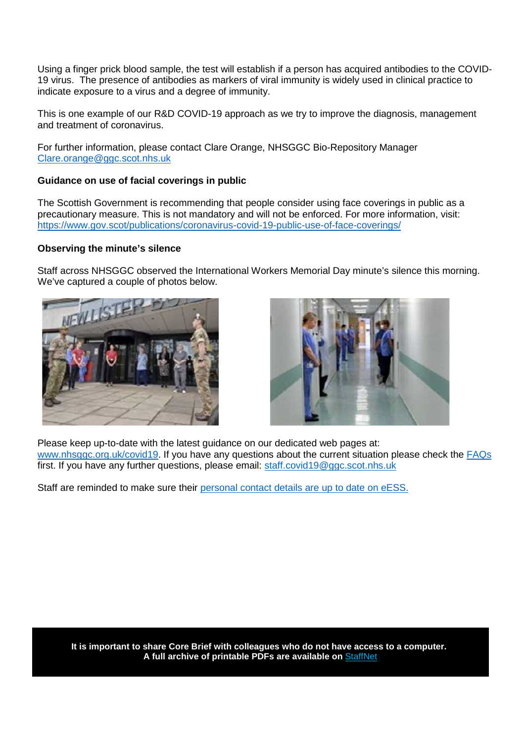Using a finger prick blood sample, the test will establish if a person has acquired antibodies to the COVID-19 virus. The presence of antibodies as markers of viral immunity is widely used in clinical practice to indicate exposure to a virus and a degree of immunity.

This is one example of our R&D COVID-19 approach as we try to improve the diagnosis, management and treatment of coronavirus.

For further information, please contact Clare Orange, NHSGGC Bio-Repository Manager
Clare.orange@ggc.scot.nhs.uk

**Guidance on use of facial coverings in public**

The Scottish Government is recommending that people consider using face coverings in public as a precautionary measure. This is not mandatory and will not be enforced. For more information, visit: https://www.gov.scot/publications/coronavirus-covid-19-public-use-of-face-coverings/

**Observing the minute's silence**

Staff across NHSGGC observed the International Workers Memorial Day minute's silence this morning. We've captured a couple of photos below.

Please keep up-to-date with the latest guidance on our dedicated web pages at: www.nhsggc.org.uk/covid19. If you have any questions about the current situation please check the FAQs first. If you have any further questions, please email: staff.covid19@ggc.scot.nhs.uk

Staff are reminded to make sure their personal contact details are up to date on eESS.

**It is important to share Core Brief with colleagues who do not have access to a computer.**
**A full archive of printable PDFs are available on StaffNet**